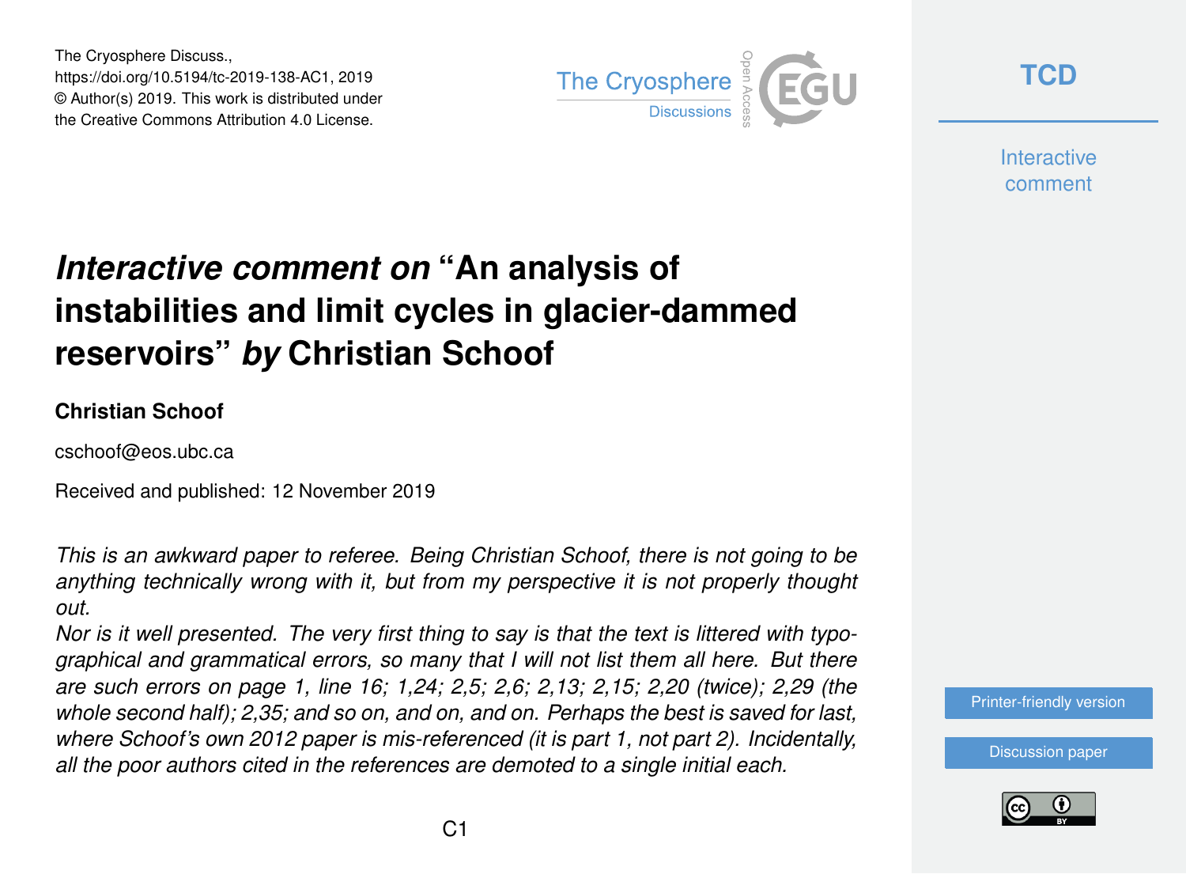The Cryosphere Discuss.,
https://doi.org/10.5194/tc-2019-138-AC1, 2019
© Author(s) 2019. This work is distributed under
the Creative Commons Attribution 4.0 License.

# *Interactive comment on* "An analysis of instabilities and limit cycles in glacier-dammed reservoirs" *by* Christian Schoof

**Christian Schoof**

cschoof@eos.ubc.ca

Received and published: 12 November 2019

*This is an awkward paper to referee. Being Christian Schoof, there is not going to be anything technically wrong with it, but from my perspective it is not properly thought out.*

*Nor is it well presented. The very first thing to say is that the text is littered with typographical and grammatical errors, so many that I will not list them all here. But there are such errors on page 1, line 16; 1,24; 2,5; 2,6; 2,13; 2,15; 2,20 (twice); 2,29 (the whole second half); 2,35; and so on, and on, and on. Perhaps the best is saved for last, where Schoof's own 2012 paper is mis-referenced (it is part 1, not part 2). Incidentally, all the poor authors cited in the references are demoted to a single initial each.*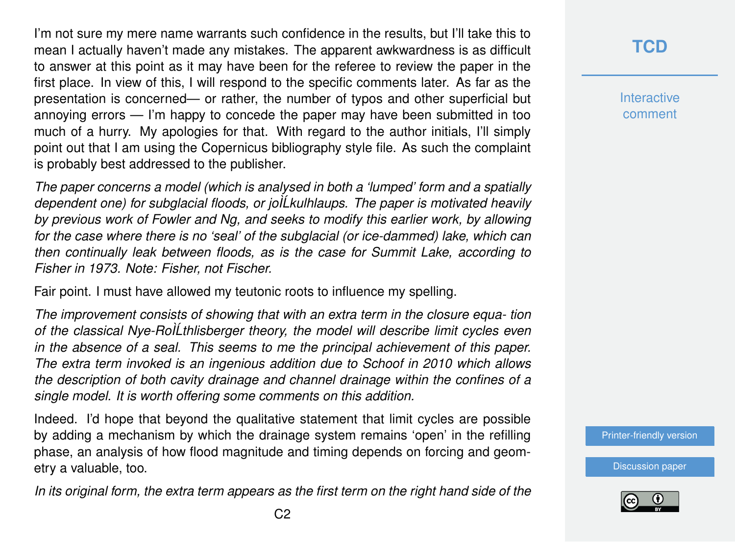I'm not sure my mere name warrants such confidence in the results, but I'll take this to mean I actually haven't made any mistakes. The apparent awkwardness is as difficult to answer at this point as it may have been for the referee to review the paper in the first place. In view of this, I will respond to the specific comments later. As far as the presentation is concerned— or rather, the number of typos and other superficial but annoying errors — I'm happy to concede the paper may have been submitted in too much of a hurry. My apologies for that. With regard to the author initials, I'll simply point out that I am using the Copernicus bibliography style file. As such the complaint is probably best addressed to the publisher.

*The paper concerns a model (which is analysed in both a 'lumped' form and a spatially dependent one) for subglacial floods, or joÌĹkulhlaups. The paper is motivated heavily by previous work of Fowler and Ng, and seeks to modify this earlier work, by allowing for the case where there is no 'seal' of the subglacial (or ice-dammed) lake, which can then continually leak between floods, as is the case for Summit Lake, according to Fisher in 1973. Note: Fisher, not Fischer.*

Fair point. I must have allowed my teutonic roots to influence my spelling.

*The improvement consists of showing that with an extra term in the closure equa- tion of the classical Nye-RoÌĹthlisberger theory, the model will describe limit cycles even in the absence of a seal. This seems to me the principal achievement of this paper. The extra term invoked is an ingenious addition due to Schoof in 2010 which allows the description of both cavity drainage and channel drainage within the confines of a single model. It is worth offering some comments on this addition.*

Indeed. I'd hope that beyond the qualitative statement that limit cycles are possible by adding a mechanism by which the drainage system remains 'open' in the refilling phase, an analysis of how flood magnitude and timing depends on forcing and geometry a valuable, too.

*In its original form, the extra term appears as the first term on the right hand side of the*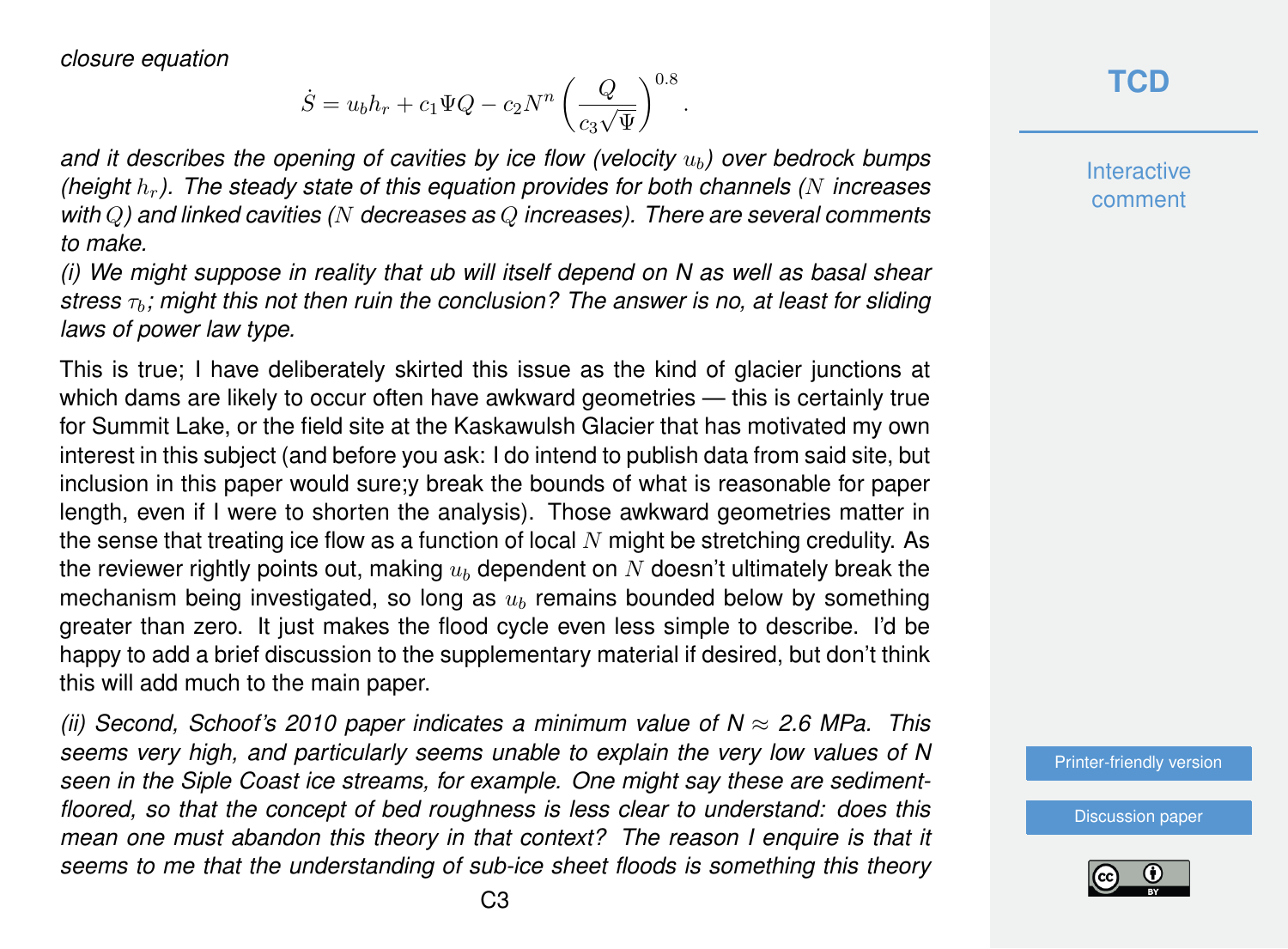*closure equation*

$$\dot{S} = u_b h_r + c_1 \Psi Q - c_2 N^n \left( \frac{Q}{c_3 \sqrt{\Psi}} \right)^{0.8}.$$

*and it describes the opening of cavities by ice flow (velocity $u_b$) over bedrock bumps (height $h_r$). The steady state of this equation provides for both channels ($N$ increases with $Q$) and linked cavities ($N$ decreases as $Q$ increases). There are several comments to make.*

*(i) We might suppose in reality that ub will itself depend on N as well as basal shear stress $\tau_b$; might this not then ruin the conclusion? The answer is no, at least for sliding laws of power law type.*

This is true; I have deliberately skirted this issue as the kind of glacier junctions at which dams are likely to occur often have awkward geometries — this is certainly true for Summit Lake, or the field site at the Kaskawulsh Glacier that has motivated my own interest in this subject (and before you ask: I do intend to publish data from said site, but inclusion in this paper would sure;y break the bounds of what is reasonable for paper length, even if I were to shorten the analysis). Those awkward geometries matter in the sense that treating ice flow as a function of local $N$ might be stretching credulity. As the reviewer rightly points out, making $u_b$ dependent on $N$ doesn't ultimately break the mechanism being investigated, so long as $u_b$ remains bounded below by something greater than zero. It just makes the flood cycle even less simple to describe. I'd be happy to add a brief discussion to the supplementary material if desired, but don't think this will add much to the main paper.

*(ii) Second, Schoof's 2010 paper indicates a minimum value of N $\approx$ 2.6 MPa. This seems very high, and particularly seems unable to explain the very low values of N seen in the Siple Coast ice streams, for example. One might say these are sediment-floored, so that the concept of bed roughness is less clear to understand: does this mean one must abandon this theory in that context? The reason I enquire is that it seems to me that the understanding of sub-ice sheet floods is something this theory*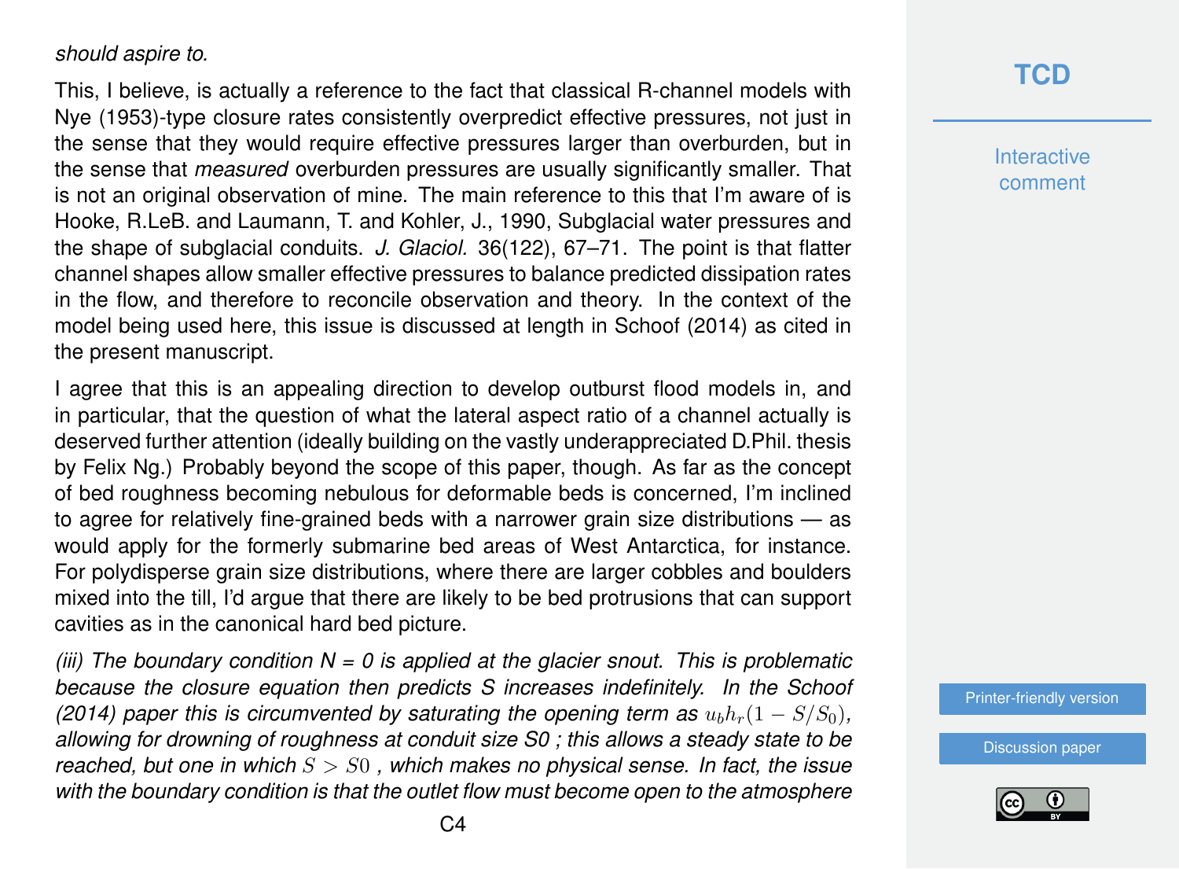*should aspire to.*

This, I believe, is actually a reference to the fact that classical R-channel models with Nye (1953)-type closure rates consistently overpredict effective pressures, not just in the sense that they would require effective pressures larger than overburden, but in the sense that *measured* overburden pressures are usually significantly smaller. That is not an original observation of mine. The main reference to this that I'm aware of is Hooke, R.LeB. and Laumann, T. and Kohler, J., 1990, Subglacial water pressures and the shape of subglacial conduits. *J. Glaciol.* 36(122), 67–71. The point is that flatter channel shapes allow smaller effective pressures to balance predicted dissipation rates in the flow, and therefore to reconcile observation and theory. In the context of the model being used here, this issue is discussed at length in Schoof (2014) as cited in the present manuscript.

I agree that this is an appealing direction to develop outburst flood models in, and in particular, that the question of what the lateral aspect ratio of a channel actually is deserved further attention (ideally building on the vastly underappreciated D.Phil. thesis by Felix Ng.) Probably beyond the scope of this paper, though. As far as the concept of bed roughness becoming nebulous for deformable beds is concerned, I'm inclined to agree for relatively fine-grained beds with a narrower grain size distributions — as would apply for the formerly submarine bed areas of West Antarctica, for instance. For polydisperse grain size distributions, where there are larger cobbles and boulders mixed into the till, I'd argue that there are likely to be bed protrusions that can support cavities as in the canonical hard bed picture.

*(iii) The boundary condition N = 0 is applied at the glacier snout. This is problematic because the closure equation then predicts S increases indefinitely. In the Schoof (2014) paper this is circumvented by saturating the opening term as $u_b h_r(1 - S/S_0)$, allowing for drowning of roughness at conduit size S0 ; this allows a steady state to be reached, but one in which $S > S0$ , which makes no physical sense. In fact, the issue with the boundary condition is that the outlet flow must become open to the atmosphere*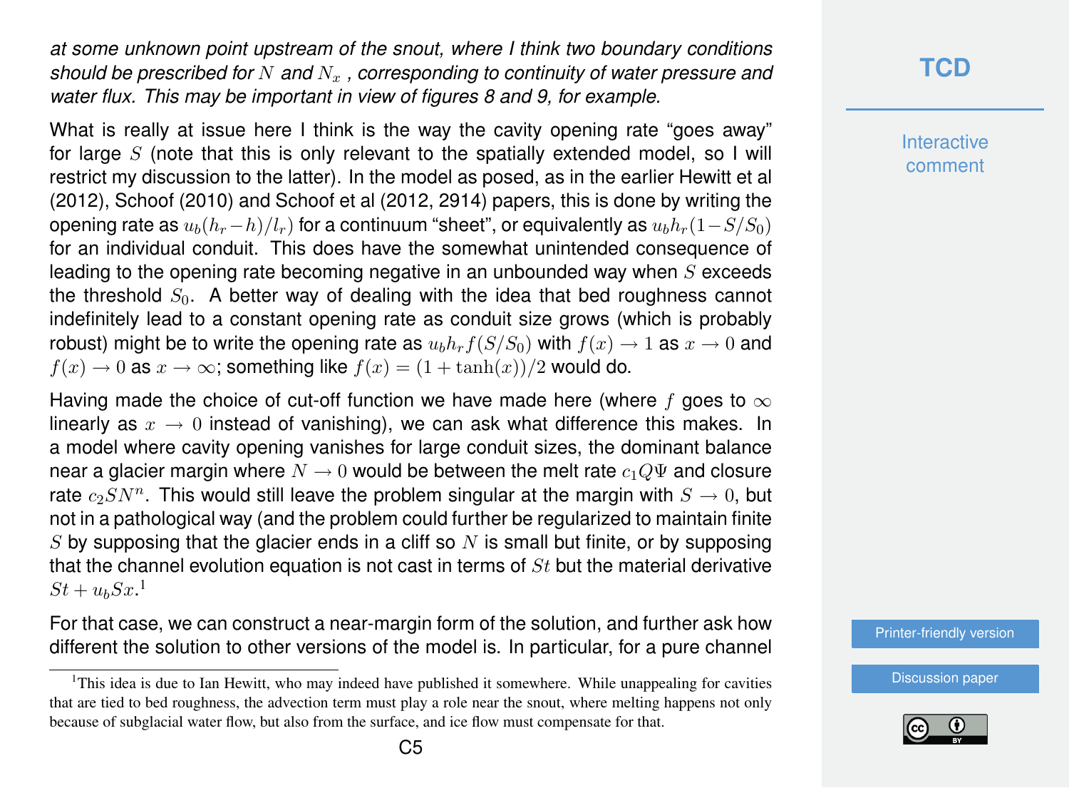*at some unknown point upstream of the snout, where I think two boundary conditions should be prescribed for $N$ and $N_x$ , corresponding to continuity of water pressure and water flux. This may be important in view of figures 8 and 9, for example.*

What is really at issue here I think is the way the cavity opening rate "goes away" for large $S$ (note that this is only relevant to the spatially extended model, so I will restrict my discussion to the latter). In the model as posed, as in the earlier Hewitt et al (2012), Schoof (2010) and Schoof et al (2012, 2914) papers, this is done by writing the opening rate as $u_b(h_r - h)/l_r)$ for a continuum "sheet", or equivalently as $u_b h_r(1 - S/S_0)$ for an individual conduit. This does have the somewhat unintended consequence of leading to the opening rate becoming negative in an unbounded way when $S$ exceeds the threshold $S_0$. A better way of dealing with the idea that bed roughness cannot indefinitely lead to a constant opening rate as conduit size grows (which is probably robust) might be to write the opening rate as $u_b h_r f(S/S_0)$ with $f(x) \to 1$ as $x \to 0$ and $f(x) \to 0$ as $x \to \infty$; something like $f(x) = (1 + \tanh(x))/2$ would do.

Having made the choice of cut-off function we have made here (where $f$ goes to $\infty$ linearly as $x \to 0$ instead of vanishing), we can ask what difference this makes. In a model where cavity opening vanishes for large conduit sizes, the dominant balance near a glacier margin where $N \to 0$ would be between the melt rate $c_1 Q \Psi$ and closure rate $c_2 S N^n$. This would still leave the problem singular at the margin with $S \to 0$, but not in a pathological way (and the problem could further be regularized to maintain finite $S$ by supposing that the glacier ends in a cliff so $N$ is small but finite, or by supposing that the channel evolution equation is not cast in terms of $St$ but the material derivative $St + u_b Sx$.[1]

For that case, we can construct a near-margin form of the solution, and further ask how different the solution to other versions of the model is. In particular, for a pure channel

[1] This idea is due to Ian Hewitt, who may indeed have published it somewhere. While unappealing for cavities that are tied to bed roughness, the advection term must play a role near the snout, where melting happens not only because of subglacial water flow, but also from the surface, and ice flow must compensate for that.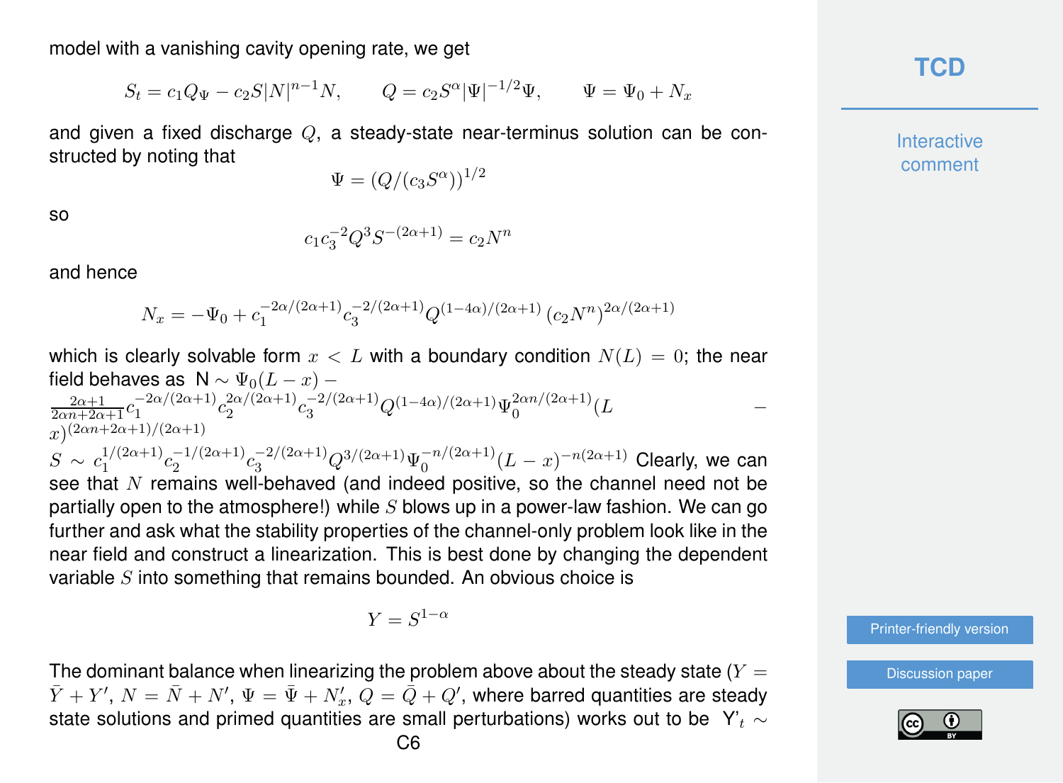model with a vanishing cavity opening rate, we get

$$S_t = c_1 Q_\Psi - c_2 S|N|^{n-1}N, \qquad Q = c_2 S^\alpha |\Psi|^{-1/2}\Psi, \qquad \Psi = \Psi_0 + N_x$$

and given a fixed discharge $Q$, a steady-state near-terminus solution can be constructed by noting that

$$\Psi = (Q/(c_3 S^\alpha))^{1/2}$$

so

$$c_1 c_3^{-2} Q^3 S^{-(2\alpha+1)} = c_2 N^n$$

and hence

$$N_x = -\Psi_0 + c_1^{-2\alpha/(2\alpha+1)} c_3^{-2/(2\alpha+1)} Q^{(1-4\alpha)/(2\alpha+1)} \left(c_2 N^n\right)^{2\alpha/(2\alpha+1)}$$

which is clearly solvable form $x < L$ with a boundary condition $N(L) = 0$; the near field behaves as N $\sim \Psi_0(L-x) - \frac{2\alpha+1}{2\alpha n+2\alpha+1} c_1^{-2\alpha/(2\alpha+1)} c_2^{2\alpha/(2\alpha+1)} c_3^{-2/(2\alpha+1)} Q^{(1-4\alpha)/(2\alpha+1)} \Psi_0^{2\alpha n/(2\alpha+1)} (L - x)^{(2\alpha n+2\alpha+1)/(2\alpha+1)}$

$S \sim c_1^{1/(2\alpha+1)} c_2^{-1/(2\alpha+1)} c_3^{-2/(2\alpha+1)} Q^{3/(2\alpha+1)} \Psi_0^{-n/(2\alpha+1)} (L-x)^{-n(2\alpha+1)}$ Clearly, we can see that $N$ remains well-behaved (and indeed positive, so the channel need not be partially open to the atmosphere!) while $S$ blows up in a power-law fashion. We can go further and ask what the stability properties of the channel-only problem look like in the near field and construct a linearization. This is best done by changing the dependent variable $S$ into something that remains bounded. An obvious choice is

$$Y = S^{1-\alpha}$$

The dominant balance when linearizing the problem above about the steady state ($Y = \bar{Y} + Y'$, $N = \bar{N} + N'$, $\Psi = \bar{\Psi} + N'_x$, $Q = \bar{Q} + Q'$, where barred quantities are steady state solutions and primed quantities are small perturbations) works out to be $Y'_t \sim$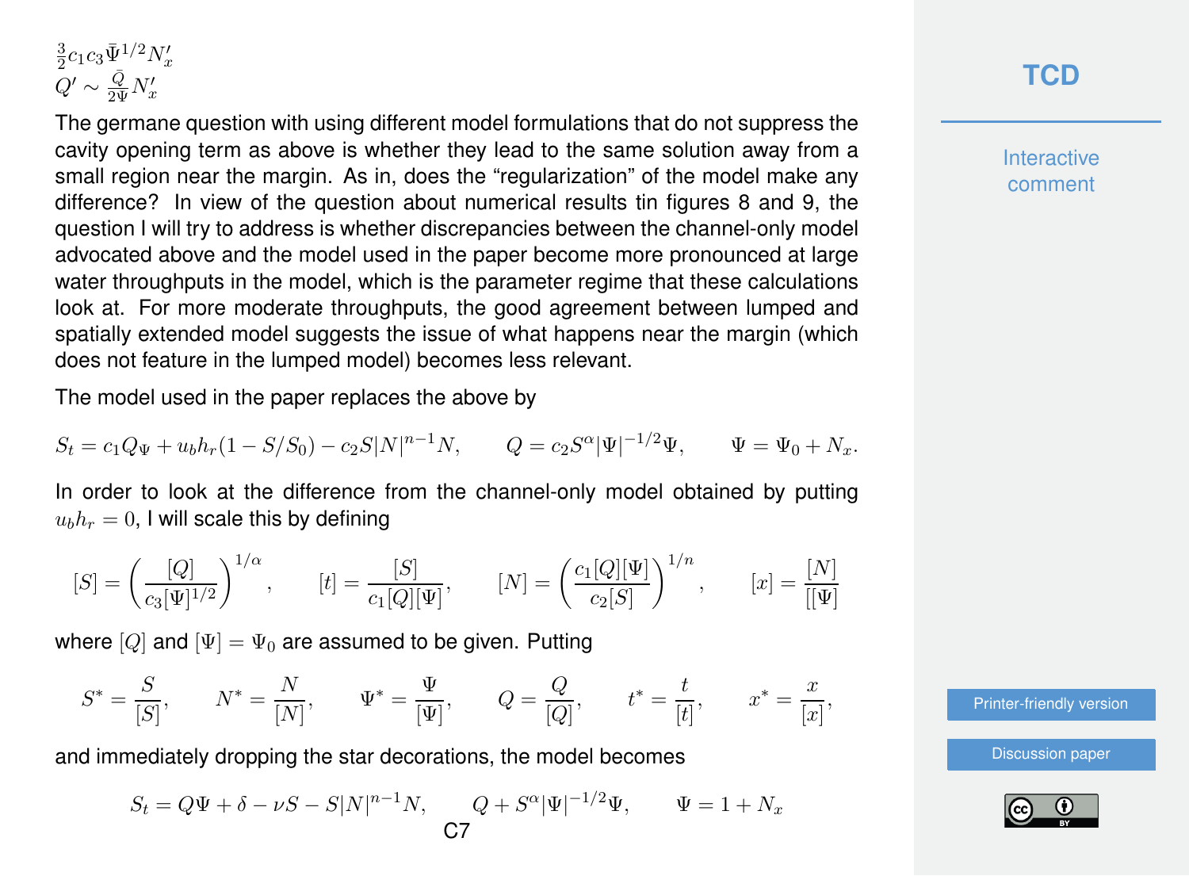$\frac{3}{2}c_1 c_3 \bar{\Psi}^{1/2} N_x'$
$Q' \sim \frac{\bar{Q}}{2\bar{\Psi}} N_x'$

The germane question with using different model formulations that do not suppress the cavity opening term as above is whether they lead to the same solution away from a small region near the margin. As in, does the "regularization" of the model make any difference? In view of the question about numerical results tin figures 8 and 9, the question I will try to address is whether discrepancies between the channel-only model advocated above and the model used in the paper become more pronounced at large water throughputs in the model, which is the parameter regime that these calculations look at. For more moderate throughputs, the good agreement between lumped and spatially extended model suggests the issue of what happens near the margin (which does not feature in the lumped model) becomes less relevant.

The model used in the paper replaces the above by

$$S_t = c_1 Q_\Psi + u_b h_r (1 - S/S_0) - c_2 S |N|^{n-1} N, \qquad Q = c_2 S^\alpha |\Psi|^{-1/2} \Psi, \qquad \Psi = \Psi_0 + N_x.$$

In order to look at the difference from the channel-only model obtained by putting $u_b h_r = 0$, I will scale this by defining

$$[S] = \left( \frac{[Q]}{c_3 [\Psi]^{1/2}} \right)^{1/\alpha}, \qquad [t] = \frac{[S]}{c_1 [Q][\Psi]}, \qquad [N] = \left( \frac{c_1 [Q][\Psi]}{c_2 [S]} \right)^{1/n}, \qquad [x] = \frac{[N]}{[[\Psi]}$$

where $[Q]$ and $[\Psi] = \Psi_0$ are assumed to be given. Putting

$$S^* = \frac{S}{[S]}, \qquad N^* = \frac{N}{[N]}, \qquad \Psi^* = \frac{\Psi}{[\Psi]}, \qquad Q = \frac{Q}{[Q]}, \qquad t^* = \frac{t}{[t]}, \qquad x^* = \frac{x}{[x]},$$

and immediately dropping the star decorations, the model becomes

$$S_t = Q\Psi + \delta - \nu S - S|N|^{n-1} N, \qquad Q + S^\alpha |\Psi|^{-1/2} \Psi, \qquad \Psi = 1 + N_x$$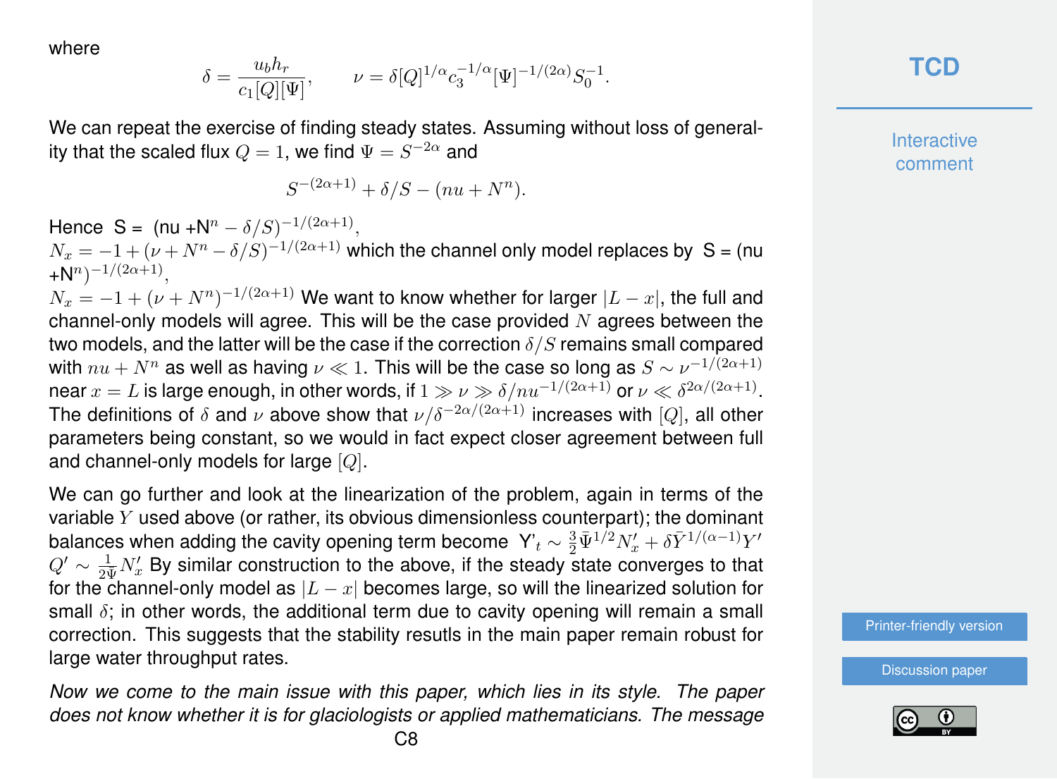where

$$\delta = \frac{u_b h_r}{c_1[Q][\Psi]}, \qquad \nu = \delta[Q]^{1/\alpha} c_3^{-1/\alpha} [\Psi]^{-1/(2\alpha)} S_0^{-1}.$$

We can repeat the exercise of finding steady states. Assuming without loss of generality that the scaled flux $Q = 1$, we find $\Psi = S^{-2\alpha}$ and

$$S^{-(2\alpha+1)} + \delta/S - (nu + N^n).$$

Hence S = (nu +N$^n - \delta/S)^{-1/(2\alpha+1)}$,
$N_x = -1 + (\nu + N^n - \delta/S)^{-1/(2\alpha+1)}$ which the channel only model replaces by S = (nu +N$^n)^{-1/(2\alpha+1)}$,
$N_x = -1 + (\nu + N^n)^{-1/(2\alpha+1)}$ We want to know whether for larger $|L - x|$, the full and channel-only models will agree. This will be the case provided $N$ agrees between the two models, and the latter will be the case if the correction $\delta/S$ remains small compared with $nu + N^n$ as well as having $\nu \ll 1$. This will be the case so long as $S \sim \nu^{-1/(2\alpha+1)}$ near $x = L$ is large enough, in other words, if $1 \gg \nu \gg \delta/nu^{-1/(2\alpha+1)}$ or $\nu \ll \delta^{2\alpha/(2\alpha+1)}$. The definitions of $\delta$ and $\nu$ above show that $\nu/\delta^{-2\alpha/(2\alpha+1)}$ increases with $[Q]$, all other parameters being constant, so we would in fact expect closer agreement between full and channel-only models for large $[Q]$.

We can go further and look at the linearization of the problem, again in terms of the variable $Y$ used above (or rather, its obvious dimensionless counterpart); the dominant balances when adding the cavity opening term become Y'$_t \sim \frac{3}{2}\bar{\Psi}^{1/2} N'_x + \delta \bar{Y}^{1/(\alpha-1)} Y'$ $Q' \sim \frac{1}{2\bar{\Psi}} N'_x$ By similar construction to the above, if the steady state converges to that for the channel-only model as $|L - x|$ becomes large, so will the linearized solution for small $\delta$; in other words, the additional term due to cavity opening will remain a small correction. This suggests that the stability resutls in the main paper remain robust for large water throughput rates.

*Now we come to the main issue with this paper, which lies in its style. The paper does not know whether it is for glaciologists or applied mathematicians. The message*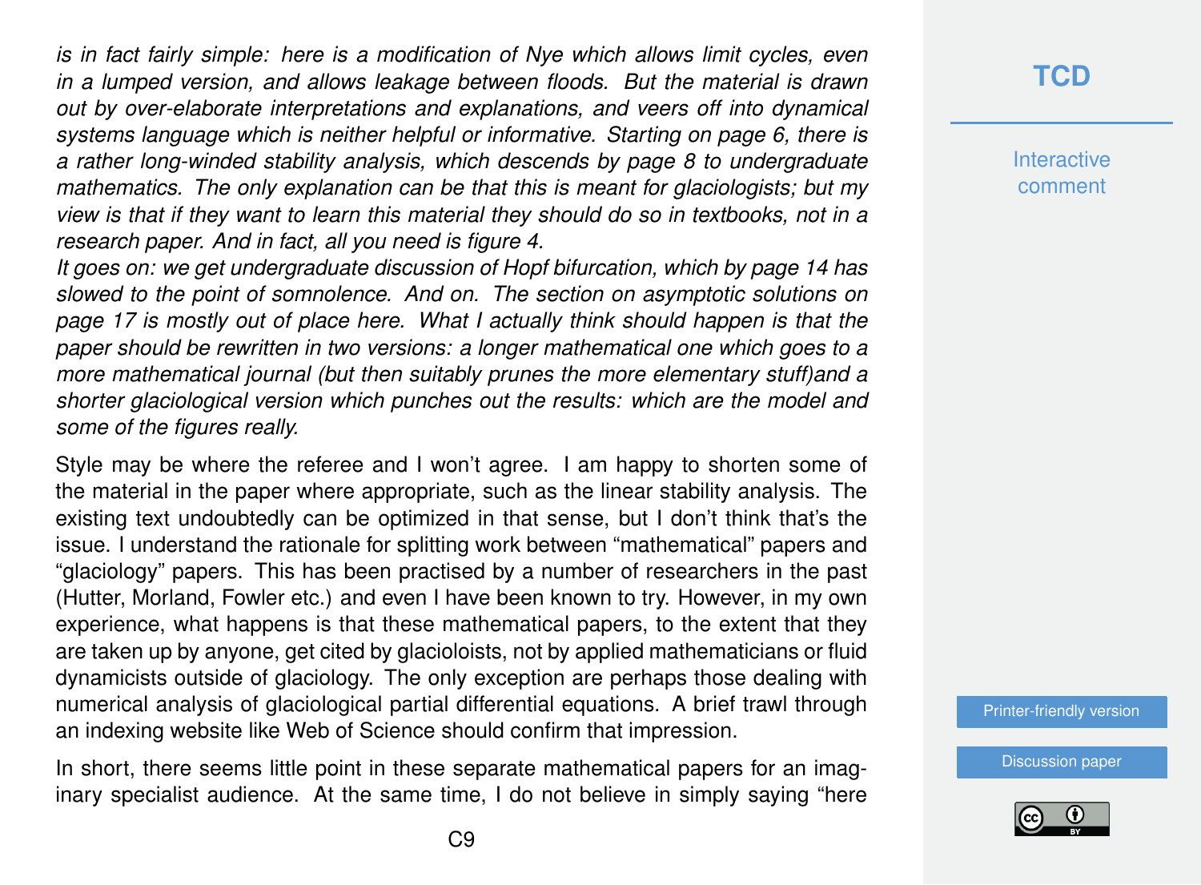*is in fact fairly simple: here is a modification of Nye which allows limit cycles, even in a lumped version, and allows leakage between floods. But the material is drawn out by over-elaborate interpretations and explanations, and veers off into dynamical systems language which is neither helpful or informative. Starting on page 6, there is a rather long-winded stability analysis, which descends by page 8 to undergraduate mathematics. The only explanation can be that this is meant for glaciologists; but my view is that if they want to learn this material they should do so in textbooks, not in a research paper. And in fact, all you need is figure 4.*

*It goes on: we get undergraduate discussion of Hopf bifurcation, which by page 14 has slowed to the point of somnolence. And on. The section on asymptotic solutions on page 17 is mostly out of place here. What I actually think should happen is that the paper should be rewritten in two versions: a longer mathematical one which goes to a more mathematical journal (but then suitably prunes the more elementary stuff)and a shorter glaciological version which punches out the results: which are the model and some of the figures really.*

Style may be where the referee and I won't agree. I am happy to shorten some of the material in the paper where appropriate, such as the linear stability analysis. The existing text undoubtedly can be optimized in that sense, but I don't think that's the issue. I understand the rationale for splitting work between "mathematical" papers and "glaciology" papers. This has been practised by a number of researchers in the past (Hutter, Morland, Fowler etc.) and even I have been known to try. However, in my own experience, what happens is that these mathematical papers, to the extent that they are taken up by anyone, get cited by glacioloists, not by applied mathematicians or fluid dynamicists outside of glaciology. The only exception are perhaps those dealing with numerical analysis of glaciological partial differential equations. A brief trawl through an indexing website like Web of Science should confirm that impression.

In short, there seems little point in these separate mathematical papers for an imaginary specialist audience. At the same time, I do not believe in simply saying "here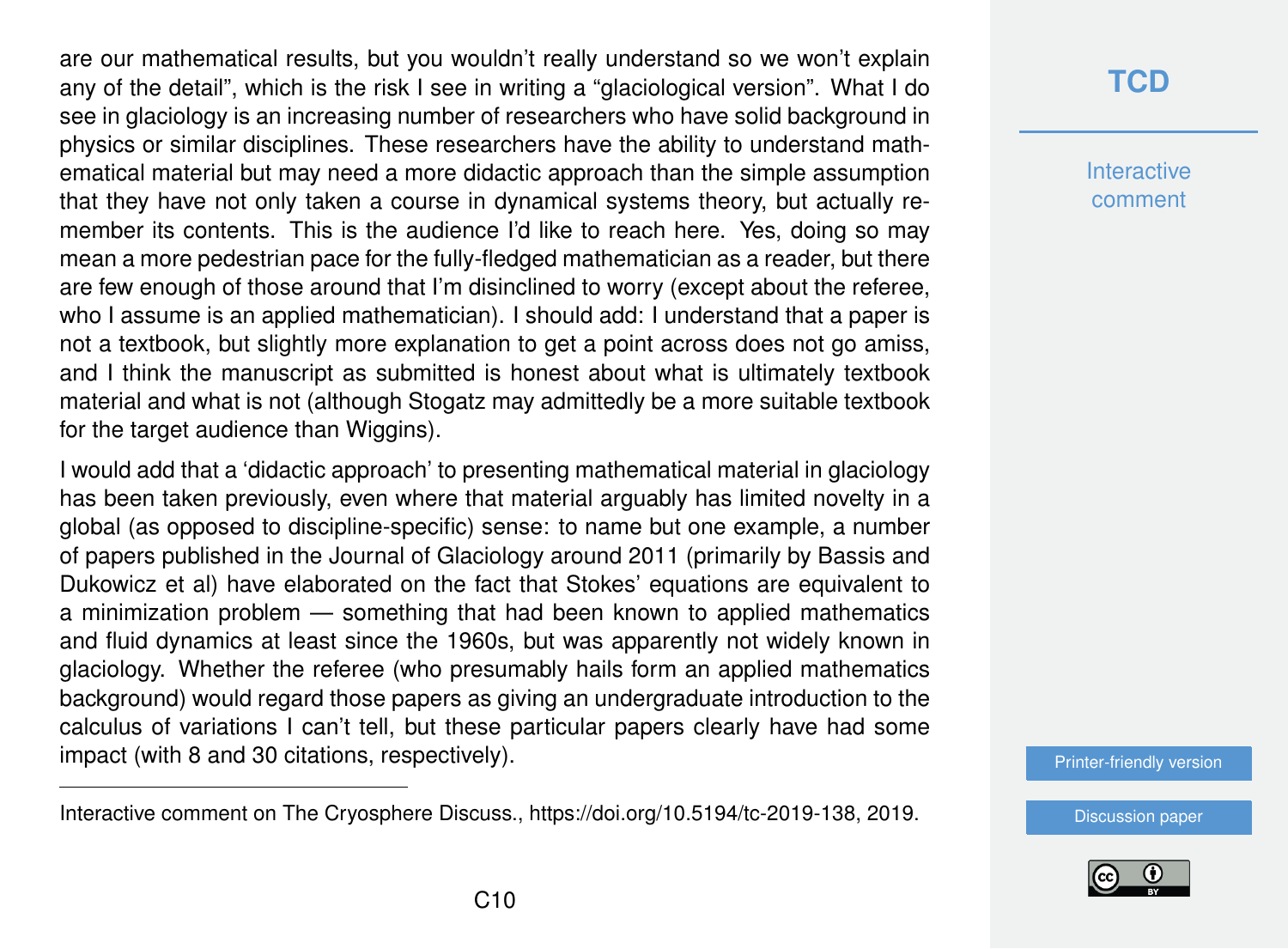are our mathematical results, but you wouldn't really understand so we won't explain any of the detail", which is the risk I see in writing a "glaciological version". What I do see in glaciology is an increasing number of researchers who have solid background in physics or similar disciplines. These researchers have the ability to understand mathematical material but may need a more didactic approach than the simple assumption that they have not only taken a course in dynamical systems theory, but actually remember its contents. This is the audience I'd like to reach here. Yes, doing so may mean a more pedestrian pace for the fully-fledged mathematician as a reader, but there are few enough of those around that I'm disinclined to worry (except about the referee, who I assume is an applied mathematician). I should add: I understand that a paper is not a textbook, but slightly more explanation to get a point across does not go amiss, and I think the manuscript as submitted is honest about what is ultimately textbook material and what is not (although Stogatz may admittedly be a more suitable textbook for the target audience than Wiggins).

I would add that a 'didactic approach' to presenting mathematical material in glaciology has been taken previously, even where that material arguably has limited novelty in a global (as opposed to discipline-specific) sense: to name but one example, a number of papers published in the Journal of Glaciology around 2011 (primarily by Bassis and Dukowicz et al) have elaborated on the fact that Stokes' equations are equivalent to a minimization problem — something that had been known to applied mathematics and fluid dynamics at least since the 1960s, but was apparently not widely known in glaciology. Whether the referee (who presumably hails form an applied mathematics background) would regard those papers as giving an undergraduate introduction to the calculus of variations I can't tell, but these particular papers clearly have had some impact (with 8 and 30 citations, respectively).

---

Interactive comment on The Cryosphere Discuss., https://doi.org/10.5194/tc-2019-138, 2019.